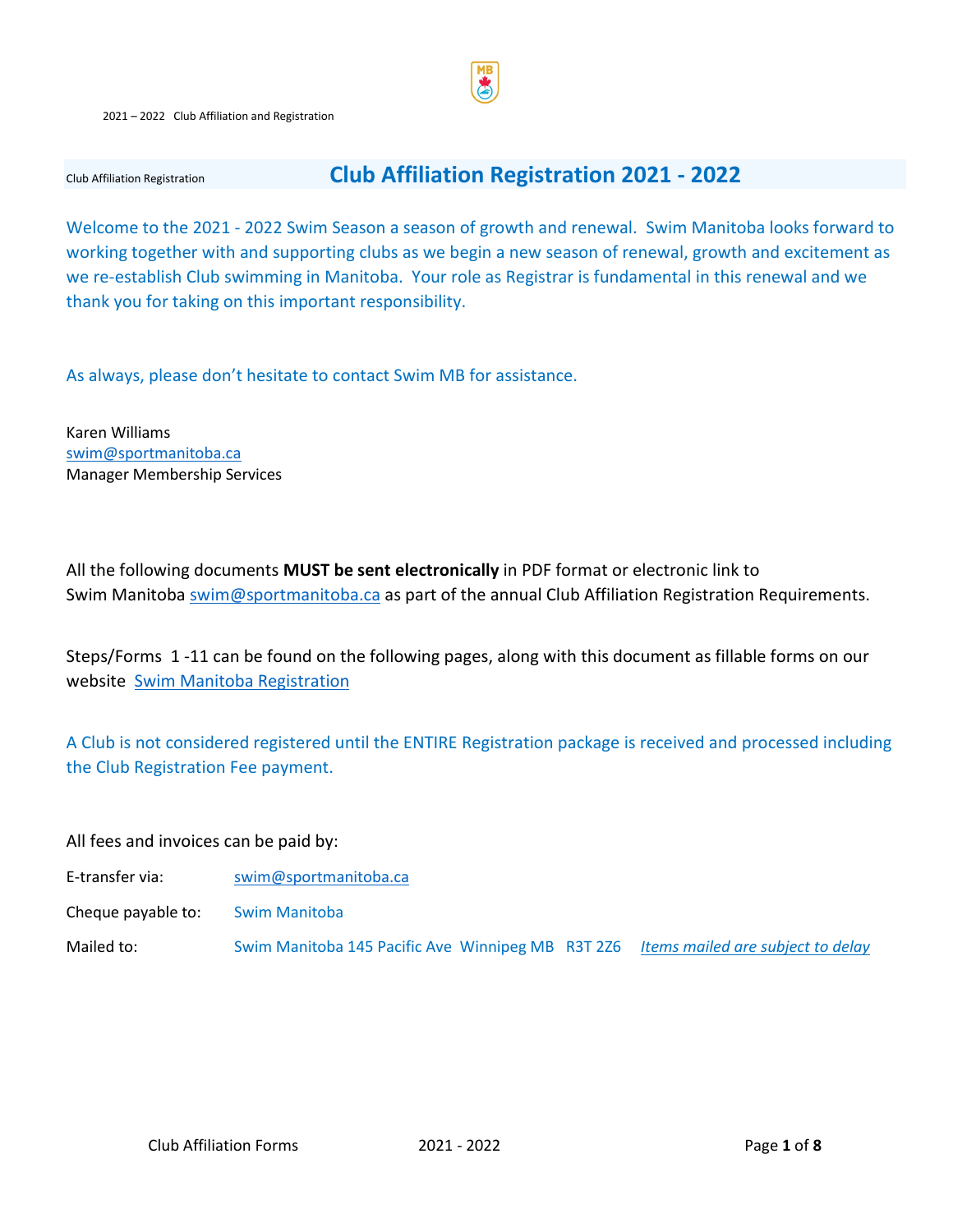Club Affiliation Registration

# Club Affiliation Registration 2021 - 2022

Welcome to the 2021 - 2022 Swim Season a season of growth and renewal. Swim Manitoba looks forward to working together with and supporting clubs as we begin a new season of renewal, growth and excitement as we re-establish Club swimming in Manitoba. Your role as Registrar is fundamental in this renewal and we thank you for taking on this important responsibility.

As always, please don't hesitate to contact Swim MB for assistance.

Karen Williams
swim@sportmanitoba.ca
Manager Membership Services

All the following documents **MUST be sent electronically** in PDF format or electronic link to Swim Manitoba swim@sportmanitoba.ca as part of the annual Club Affiliation Registration Requirements.

Steps/Forms 1 -11 can be found on the following pages, along with this document as fillable forms on our website Swim Manitoba Registration

A Club is not considered registered until the ENTIRE Registration package is received and processed including the Club Registration Fee payment.

All fees and invoices can be paid by:

| | |
|---|---|
| E-transfer via: | swim@sportmanitoba.ca |
| Cheque payable to: | Swim Manitoba |
| Mailed to: | Swim Manitoba 145 Pacific Ave Winnipeg MB R3T 2Z6 *Items mailed are subject to delay* |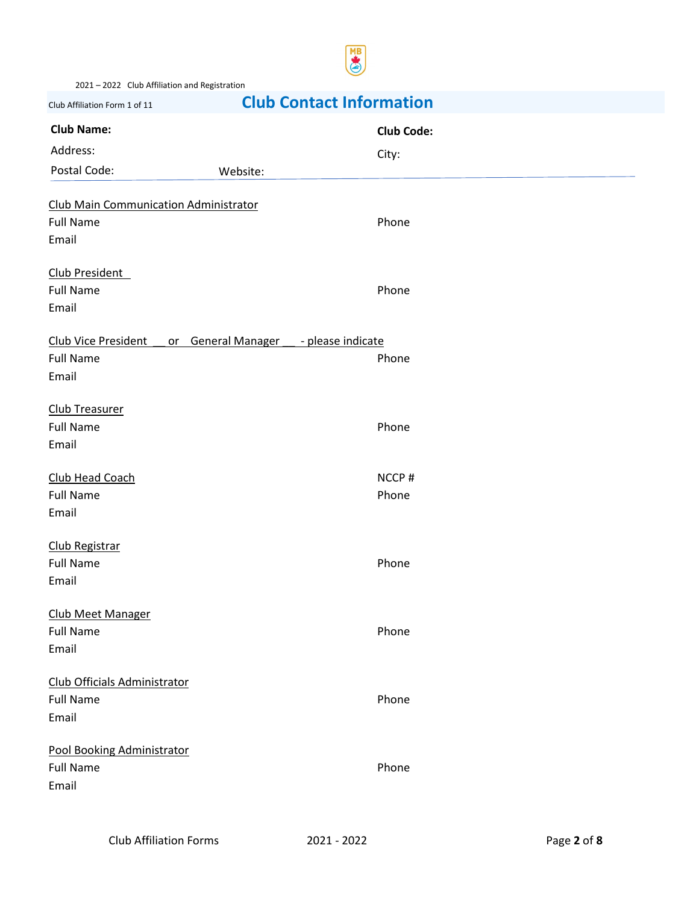2021 – 2022 Club Affiliation and Registration

Club Affiliation Form 1 of 11

## Club Contact Information

**Club Name:** **Club Code:**

Address: City:

Postal Code: Website:

<u>Club Main Communication Administrator</u>

Full Name Phone

Email

<u>Club President</u>

Full Name Phone

Email

<u>Club Vice President __ or General Manager __ - please indicate</u>

Full Name Phone

Email

<u>Club Treasurer</u>

Full Name Phone

Email

<u>Club Head Coach</u> NCCP #

Full Name Phone

Email

<u>Club Registrar</u>

Full Name Phone

Email

<u>Club Meet Manager</u>

Full Name Phone

Email

<u>Club Officials Administrator</u>

Full Name Phone

Email

<u>Pool Booking Administrator</u>

Full Name Phone

Email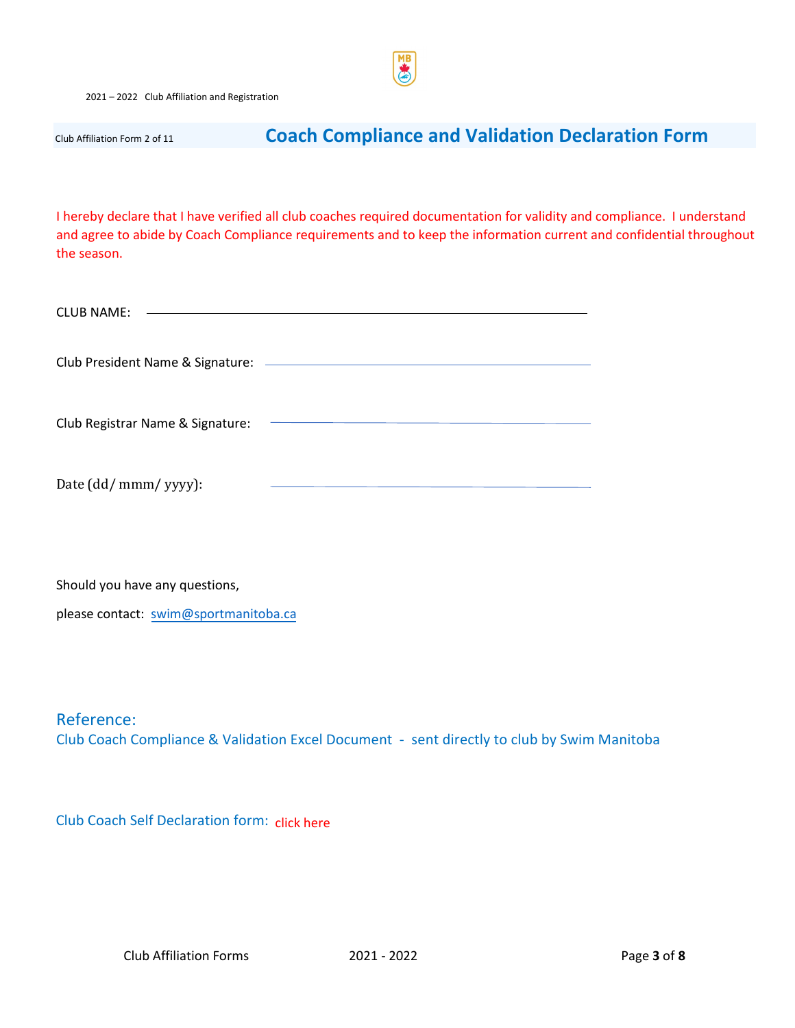Club Affiliation Form 2 of 11

# Coach Compliance and Validation Declaration Form

I hereby declare that I have verified all club coaches required documentation for validity and compliance. I understand and agree to abide by Coach Compliance requirements and to keep the information current and confidential throughout the season.

CLUB NAME: ______________________________________________

Club President Name & Signature: ______________________________________________

Club Registrar Name & Signature: ______________________________________________

Date (dd/ mmm/ yyyy): ______________________________________________

Should you have any questions,

please contact: swim@sportmanitoba.ca

## Reference:

Club Coach Compliance & Validation Excel Document - sent directly to club by Swim Manitoba

Club Coach Self Declaration form: click here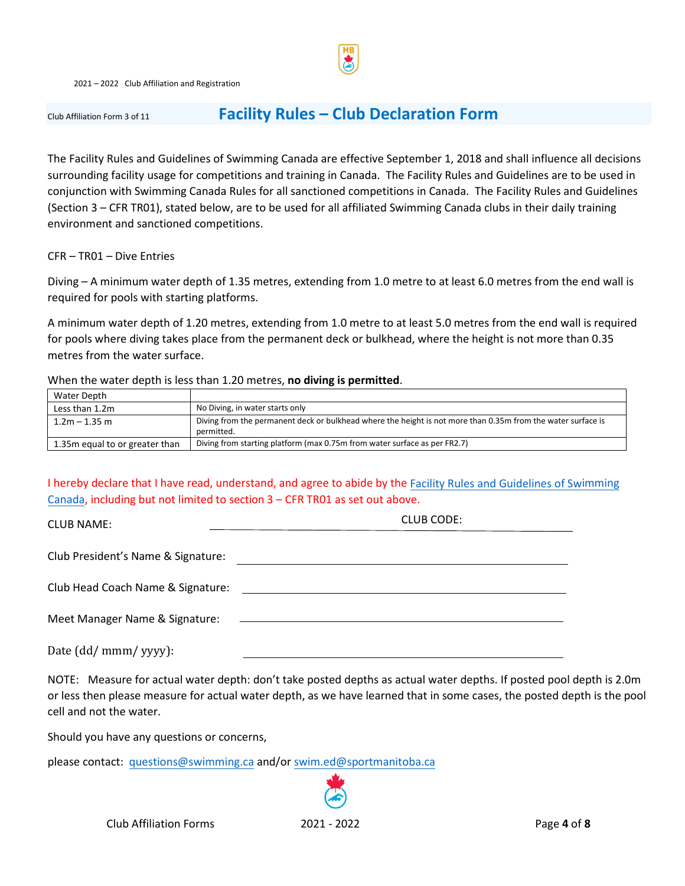2021 – 2022 Club Affiliation and Registration

Club Affiliation Form 3 of 11

# Facility Rules – Club Declaration Form

The Facility Rules and Guidelines of Swimming Canada are effective September 1, 2018 and shall influence all decisions surrounding facility usage for competitions and training in Canada. The Facility Rules and Guidelines are to be used in conjunction with Swimming Canada Rules for all sanctioned competitions in Canada. The Facility Rules and Guidelines (Section 3 – CFR TR01), stated below, are to be used for all affiliated Swimming Canada clubs in their daily training environment and sanctioned competitions.

CFR – TR01 – Dive Entries

Diving – A minimum water depth of 1.35 metres, extending from 1.0 metre to at least 6.0 metres from the end wall is required for pools with starting platforms.

A minimum water depth of 1.20 metres, extending from 1.0 metre to at least 5.0 metres from the end wall is required for pools where diving takes place from the permanent deck or bulkhead, where the height is not more than 0.35 metres from the water surface.

When the water depth is less than 1.20 metres, **no diving is permitted**.

| Water Depth | |
|---|---|
| Less than 1.2m | No Diving, in water starts only |
| 1.2m – 1.35 m | Diving from the permanent deck or bulkhead where the height is not more than 0.35m from the water surface is permitted. |
| 1.35m equal to or greater than | Diving from starting platform (max 0.75m from water surface as per FR2.7) |

I hereby declare that I have read, understand, and agree to abide by the Facility Rules and Guidelines of Swimming Canada, including but not limited to section 3 – CFR TR01 as set out above.

CLUB NAME: ______________________ CLUB CODE: ______________________

Club President's Name & Signature: ______________________

Club Head Coach Name & Signature: ______________________

Meet Manager Name & Signature: ______________________

Date (dd/ mmm/ yyyy): ______________________

NOTE: Measure for actual water depth: don't take posted depths as actual water depths. If posted pool depth is 2.0m or less then please measure for actual water depth, as we have learned that in some cases, the posted depth is the pool cell and not the water.

Should you have any questions or concerns,

please contact: questions@swimming.ca and/or swim.ed@sportmanitoba.ca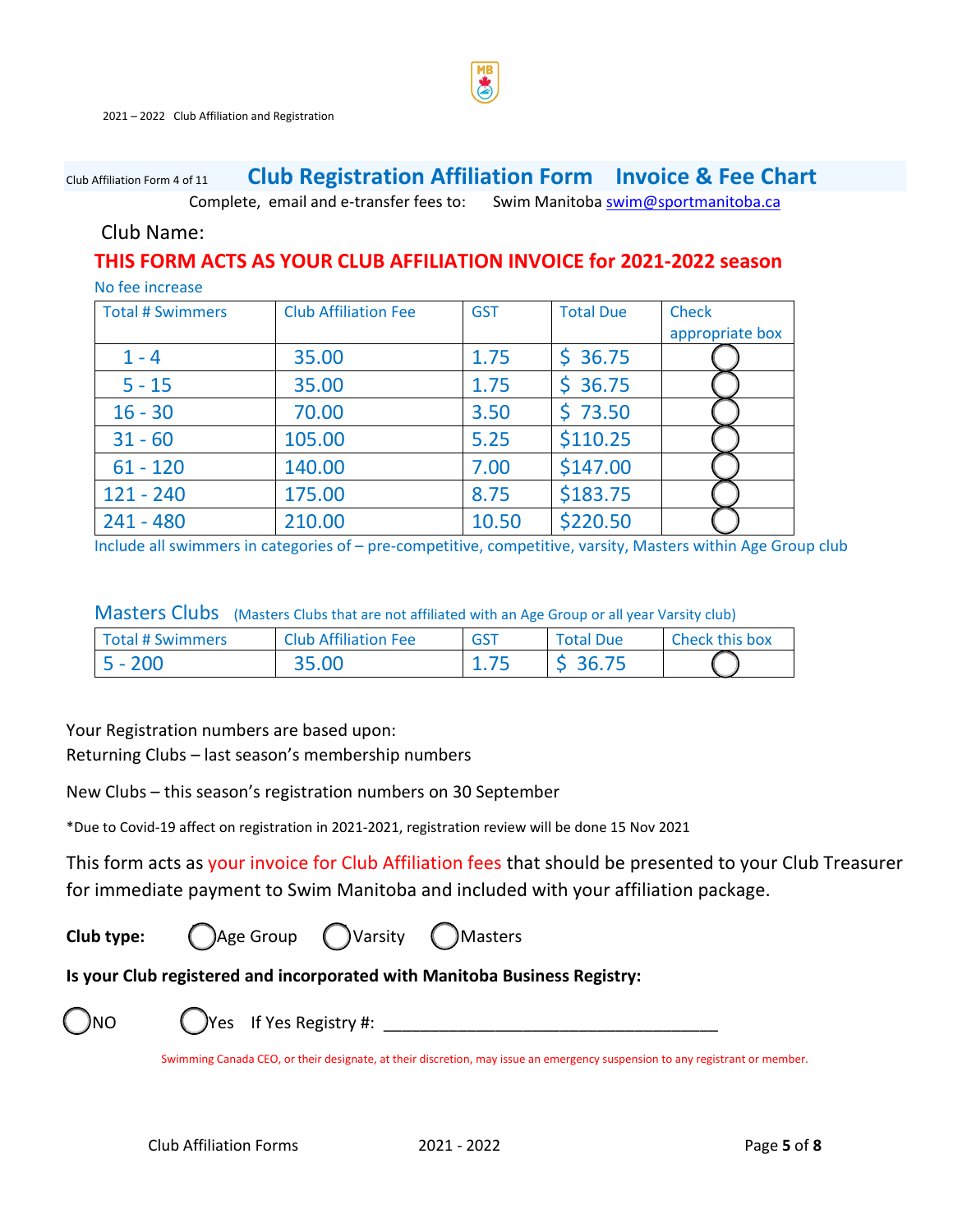Club Affiliation Form 4 of 11

# Club Registration Affiliation Form    Invoice & Fee Chart

Complete, email and e-transfer fees to:    Swim Manitoba swim@sportmanitoba.ca

Club Name:

## THIS FORM ACTS AS YOUR CLUB AFFILIATION INVOICE for 2021-2022 season

No fee increase

| Total # Swimmers | Club Affiliation Fee | GST | Total Due | Check appropriate box |
|---|---|---|---|---|
| 1 - 4 | 35.00 | 1.75 | $ 36.75 | ◯ |
| 5 - 15 | 35.00 | 1.75 | $ 36.75 | ◯ |
| 16 - 30 | 70.00 | 3.50 | $ 73.50 | ◯ |
| 31 - 60 | 105.00 | 5.25 | $110.25 | ◯ |
| 61 - 120 | 140.00 | 7.00 | $147.00 | ◯ |
| 121 - 240 | 175.00 | 8.75 | $183.75 | ◯ |
| 241 - 480 | 210.00 | 10.50 | $220.50 | ◯ |

Include all swimmers in categories of – pre-competitive, competitive, varsity, Masters within Age Group club

## Masters Clubs (Masters Clubs that are not affiliated with an Age Group or all year Varsity club)

| Total # Swimmers | Club Affiliation Fee | GST | Total Due | Check this box |
|---|---|---|---|---|
| 5 - 200 | 35.00 | 1.75 | $ 36.75 | ◯ |

Your Registration numbers are based upon:
Returning Clubs – last season's membership numbers

New Clubs – this season's registration numbers on 30 September

*Due to Covid-19 affect on registration in 2021-2021, registration review will be done 15 Nov 2021

This form acts as your invoice for Club Affiliation fees that should be presented to your Club Treasurer for immediate payment to Swim Manitoba and included with your affiliation package.

**Club type:** ◯ Age Group ◯ Varsity ◯ Masters

**Is your Club registered and incorporated with Manitoba Business Registry:**

◯ NO    ◯ Yes  If Yes Registry #: ___________________________________

Swimming Canada CEO, or their designate, at their discretion, may issue an emergency suspension to any registrant or member.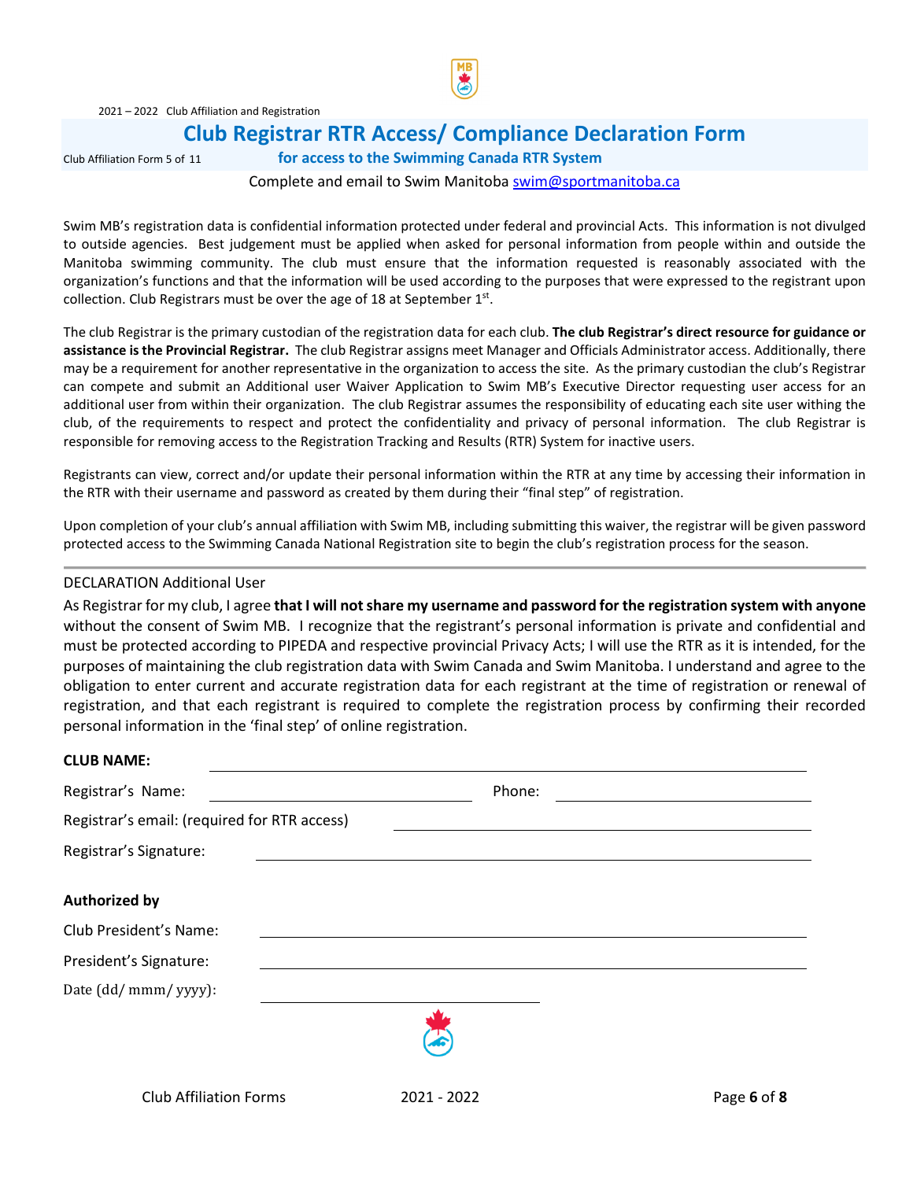2021 – 2022 Club Affiliation and Registration

# Club Registrar RTR Access/ Compliance Declaration Form

Club Affiliation Form 5 of 11

## for access to the Swimming Canada RTR System

Complete and email to Swim Manitoba swim@sportmanitoba.ca

Swim MB's registration data is confidential information protected under federal and provincial Acts. This information is not divulged to outside agencies. Best judgement must be applied when asked for personal information from people within and outside the Manitoba swimming community. The club must ensure that the information requested is reasonably associated with the organization's functions and that the information will be used according to the purposes that were expressed to the registrant upon collection. Club Registrars must be over the age of 18 at September 1st.

The club Registrar is the primary custodian of the registration data for each club. **The club Registrar's direct resource for guidance or assistance is the Provincial Registrar.** The club Registrar assigns meet Manager and Officials Administrator access. Additionally, there may be a requirement for another representative in the organization to access the site. As the primary custodian the club's Registrar can compete and submit an Additional user Waiver Application to Swim MB's Executive Director requesting user access for an additional user from within their organization. The club Registrar assumes the responsibility of educating each site user withing the club, of the requirements to respect and protect the confidentiality and privacy of personal information. The club Registrar is responsible for removing access to the Registration Tracking and Results (RTR) System for inactive users.

Registrants can view, correct and/or update their personal information within the RTR at any time by accessing their information in the RTR with their username and password as created by them during their "final step" of registration.

Upon completion of your club's annual affiliation with Swim MB, including submitting this waiver, the registrar will be given password protected access to the Swimming Canada National Registration site to begin the club's registration process for the season.

---

DECLARATION Additional User

As Registrar for my club, I agree **that I will not share my username and password for the registration system with anyone** without the consent of Swim MB. I recognize that the registrant's personal information is private and confidential and must be protected according to PIPEDA and respective provincial Privacy Acts; I will use the RTR as it is intended, for the purposes of maintaining the club registration data with Swim Canada and Swim Manitoba. I understand and agree to the obligation to enter current and accurate registration data for each registrant at the time of registration or renewal of registration, and that each registrant is required to complete the registration process by confirming their recorded personal information in the 'final step' of online registration.

**CLUB NAME:** ______________________________

Registrar's Name: ____________________ Phone: ____________________

Registrar's email: (required for RTR access) ____________________

Registrar's Signature: ______________________________

**Authorized by**

Club President's Name: ______________________________

President's Signature: ______________________________

Date (dd/ mmm/ yyyy): ____________________

Club Affiliation Forms 2021 - 2022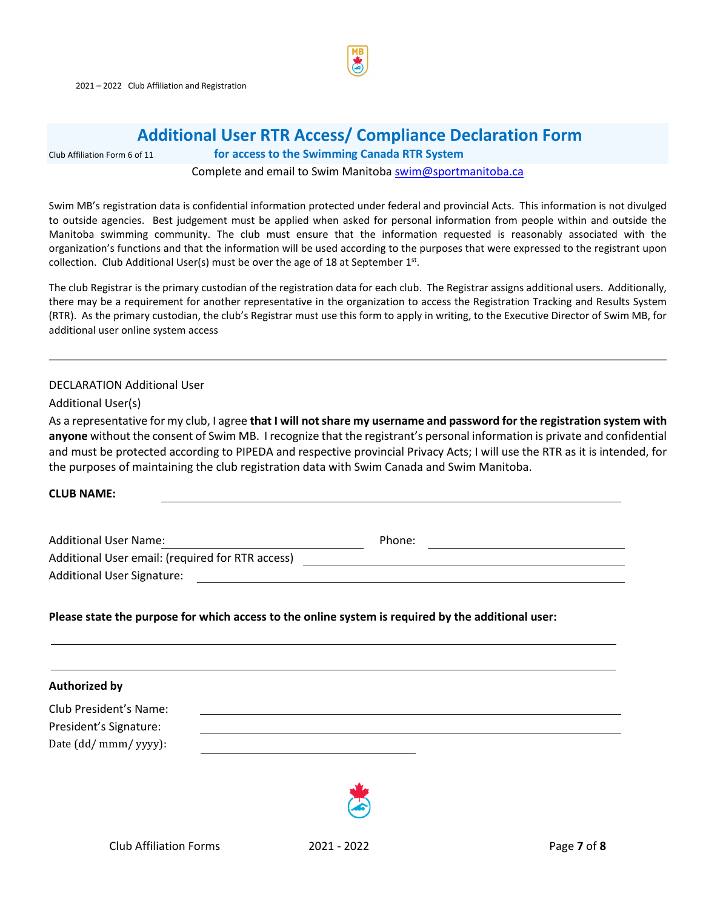# Additional User RTR Access/ Compliance Declaration Form

Club Affiliation Form 6 of 11

**for access to the Swimming Canada RTR System**

Complete and email to Swim Manitoba swim@sportmanitoba.ca

Swim MB's registration data is confidential information protected under federal and provincial Acts. This information is not divulged to outside agencies. Best judgement must be applied when asked for personal information from people within and outside the Manitoba swimming community. The club must ensure that the information requested is reasonably associated with the organization's functions and that the information will be used according to the purposes that were expressed to the registrant upon collection. Club Additional User(s) must be over the age of 18 at September 1st.

The club Registrar is the primary custodian of the registration data for each club. The Registrar assigns additional users. Additionally, there may be a requirement for another representative in the organization to access the Registration Tracking and Results System (RTR). As the primary custodian, the club's Registrar must use this form to apply in writing, to the Executive Director of Swim MB, for additional user online system access

---

DECLARATION Additional User

Additional User(s)

As a representative for my club, I agree **that I will not share my username and password for the registration system with anyone** without the consent of Swim MB. I recognize that the registrant's personal information is private and confidential and must be protected according to PIPEDA and respective provincial Privacy Acts; I will use the RTR as it is intended, for the purposes of maintaining the club registration data with Swim Canada and Swim Manitoba.

**CLUB NAME:** ______________________________

Additional User Name: ______________________ Phone: ______________________

Additional User email: (required for RTR access) ______________________________

Additional User Signature: ______________________________

**Please state the purpose for which access to the online system is required by the additional user:**

______________________________________________________________

______________________________________________________________

**Authorized by**

Club President's Name: ______________________________

President's Signature: ______________________________

Date (dd/ mmm/ yyyy): ______________________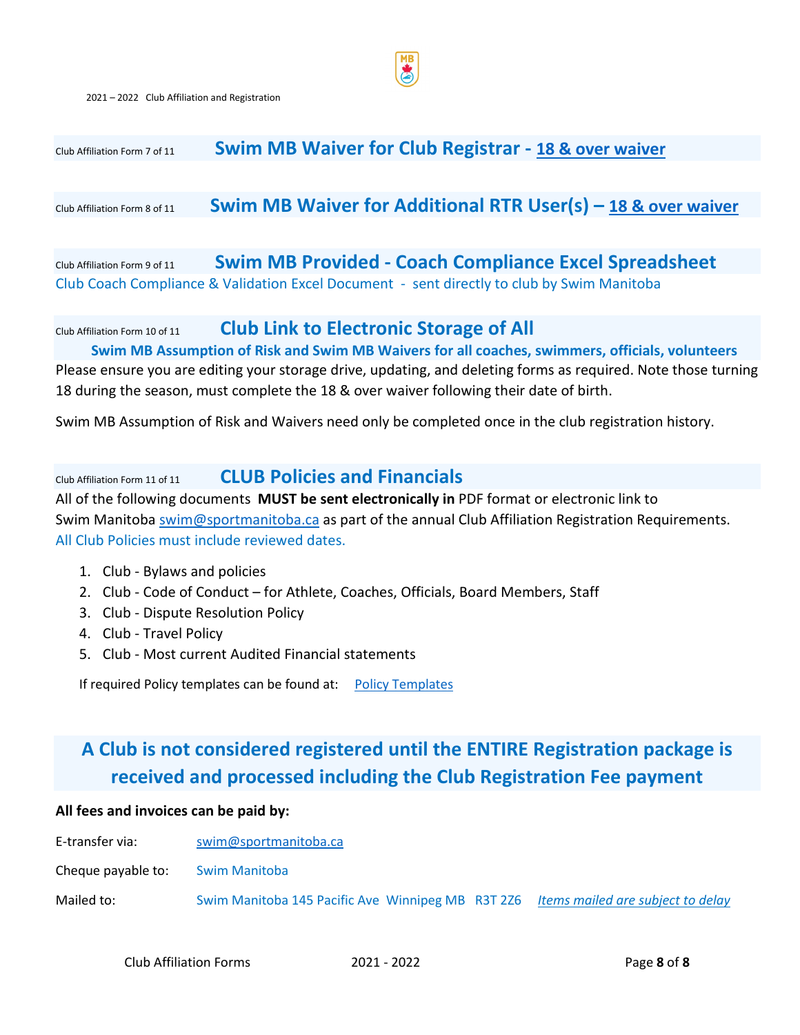Club Affiliation Form 7 of 11

## Swim MB Waiver for Club Registrar - 18 & over waiver

Club Affiliation Form 8 of 11

## Swim MB Waiver for Additional RTR User(s) – 18 & over waiver

Club Affiliation Form 9 of 11

## Swim MB Provided - Coach Compliance Excel Spreadsheet

Club Coach Compliance & Validation Excel Document - sent directly to club by Swim Manitoba

Club Affiliation Form 10 of 11

## Club Link to Electronic Storage of All

### Swim MB Assumption of Risk and Swim MB Waivers for all coaches, swimmers, officials, volunteers

Please ensure you are editing your storage drive, updating, and deleting forms as required. Note those turning 18 during the season, must complete the 18 & over waiver following their date of birth.

Swim MB Assumption of Risk and Waivers need only be completed once in the club registration history.

Club Affiliation Form 11 of 11

## CLUB Policies and Financials

All of the following documents **MUST be sent electronically in** PDF format or electronic link to Swim Manitoba swim@sportmanitoba.ca as part of the annual Club Affiliation Registration Requirements.
All Club Policies must include reviewed dates.

1. Club - Bylaws and policies
2. Club - Code of Conduct – for Athlete, Coaches, Officials, Board Members, Staff
3. Club - Dispute Resolution Policy
4. Club - Travel Policy
5. Club - Most current Audited Financial statements

If required Policy templates can be found at: Policy Templates

## A Club is not considered registered until the ENTIRE Registration package is received and processed including the Club Registration Fee payment

**All fees and invoices can be paid by:**

E-transfer via: swim@sportmanitoba.ca

Cheque payable to: Swim Manitoba

Mailed to: Swim Manitoba 145 Pacific Ave Winnipeg MB R3T 2Z6 *Items mailed are subject to delay*